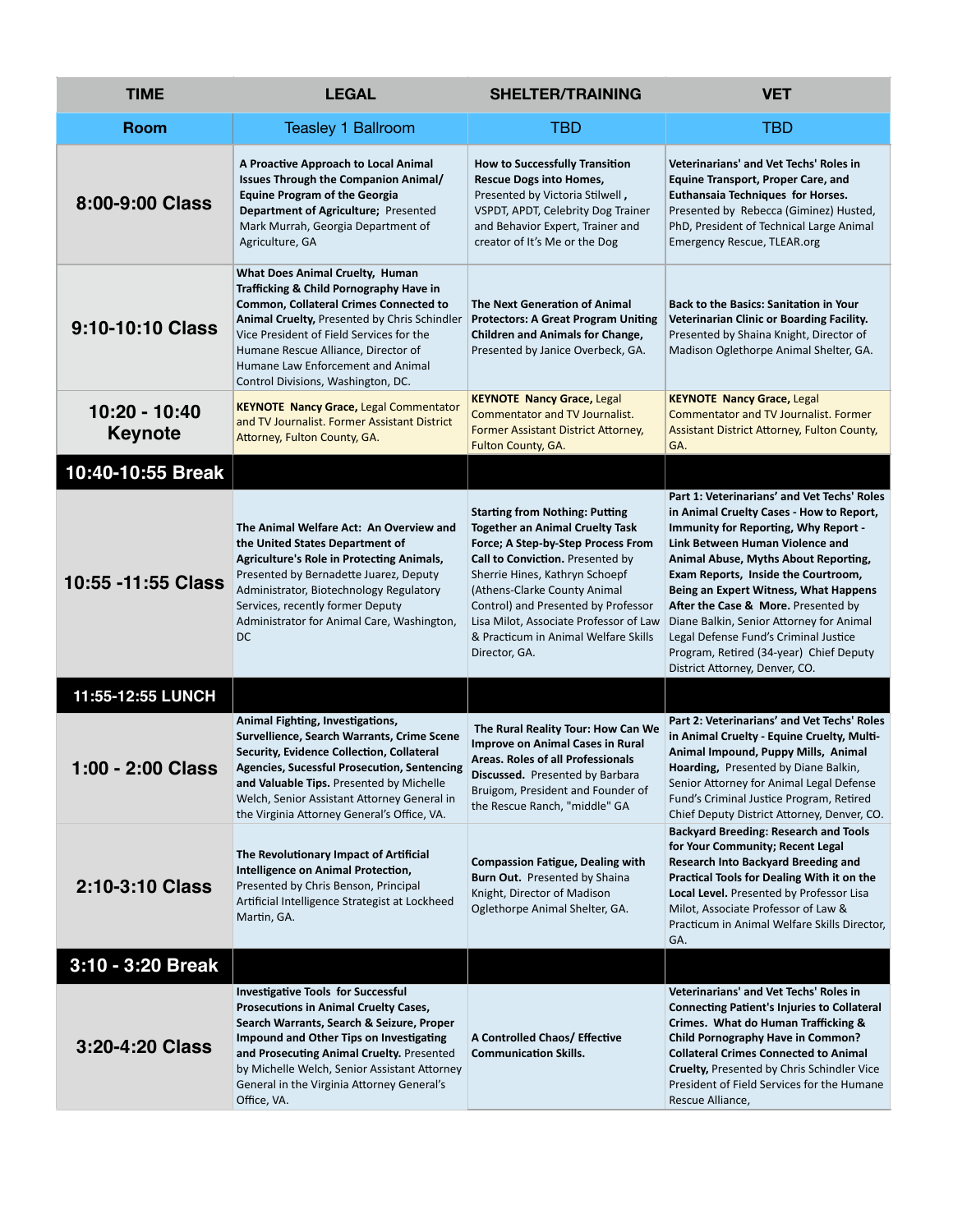| TIME | LEGAL | SHELTER/TRAINING | VET |
|---|---|---|---|
| **Room** | Teasley 1 Ballroom | TBD | TBD |
| **8:00-9:00 Class** | **A Proactive Approach to Local Animal Issues Through the Companion Animal/ Equine Program of the Georgia Department of Agriculture;** Presented Mark Murrah, Georgia Department of Agriculture, GA | **How to Successfully Transition Rescue Dogs into Homes,** Presented by Victoria Stilwell **,** VSPDT, APDT, Celebrity Dog Trainer and Behavior Expert, Trainer and creator of It's Me or the Dog | **Veterinarians' and Vet Techs' Roles in Equine Transport, Proper Care, and Euthansaia Techniques for Horses.** Presented by Rebecca (Giminez) Husted, PhD, President of Technical Large Animal Emergency Rescue, TLEAR.org |
| **9:10-10:10 Class** | **What Does Animal Cruelty, Human Trafficking & Child Pornography Have in Common, Collateral Crimes Connected to Animal Cruelty,** Presented by Chris Schindler Vice President of Field Services for the Humane Rescue Alliance, Director of Humane Law Enforcement and Animal Control Divisions, Washington, DC. | **The Next Generation of Animal Protectors: A Great Program Uniting Children and Animals for Change,** Presented by Janice Overbeck, GA. | **Back to the Basics: Sanitation in Your Veterinarian Clinic or Boarding Facility.** Presented by Shaina Knight, Director of Madison Oglethorpe Animal Shelter, GA. |
| **10:20 - 10:40 Keynote** | **KEYNOTE Nancy Grace,** Legal Commentator and TV Journalist. Former Assistant District Attorney, Fulton County, GA. | **KEYNOTE Nancy Grace,** Legal Commentator and TV Journalist. Former Assistant District Attorney, Fulton County, GA. | **KEYNOTE Nancy Grace,** Legal Commentator and TV Journalist. Former Assistant District Attorney, Fulton County, GA. |
| **10:40-10:55 Break** | | | |
| **10:55 -11:55 Class** | **The Animal Welfare Act: An Overview and the United States Department of Agriculture's Role in Protecting Animals,** Presented by Bernadette Juarez, Deputy Administrator, Biotechnology Regulatory Services, recently former Deputy Administrator for Animal Care, Washington, DC | **Starting from Nothing: Putting Together an Animal Cruelty Task Force; A Step-by-Step Process From Call to Conviction.** Presented by Sherrie Hines, Kathryn Schoepf (Athens-Clarke County Animal Control) and Presented by Professor Lisa Milot, Associate Professor of Law & Practicum in Animal Welfare Skills Director, GA. | **Part 1: Veterinarians' and Vet Techs' Roles in Animal Cruelty Cases - How to Report, Immunity for Reporting, Why Report - Link Between Human Violence and Animal Abuse, Myths About Reporting, Exam Reports, Inside the Courtroom, Being an Expert Witness, What Happens After the Case & More.** Presented by Diane Balkin, Senior Attorney for Animal Legal Defense Fund's Criminal Justice Program, Retired (34-year) Chief Deputy District Attorney, Denver, CO. |
| **11:55-12:55 LUNCH** | | | |
| **1:00 - 2:00 Class** | **Animal Fighting, Investigations, Survelliance, Search Warrants, Crime Scene Security, Evidence Collection, Collateral Agencies, Sucessful Prosecution, Sentencing and Valuable Tips.** Presented by Michelle Welch, Senior Assistant Attorney General in the Virginia Attorney General's Office, VA. | **The Rural Reality Tour: How Can We Improve on Animal Cases in Rural Areas. Roles of all Professionals Discussed.** Presented by Barbara Bruigom, President and Founder of the Rescue Ranch, "middle" GA | **Part 2: Veterinarians' and Vet Techs' Roles in Animal Cruelty - Equine Cruelty, Multi-Animal Impound, Puppy Mills, Animal Hoarding,** Presented by Diane Balkin, Senior Attorney for Animal Legal Defense Fund's Criminal Justice Program, Retired Chief Deputy District Attorney, Denver, CO. |
| **2:10-3:10 Class** | **The Revolutionary Impact of Artificial Intelligence on Animal Protection,** Presented by Chris Benson, Principal Artificial Intelligence Strategist at Lockheed Martin, GA. | **Compassion Fatigue, Dealing with Burn Out.** Presented by Shaina Knight, Director of Madison Oglethorpe Animal Shelter, GA. | **Backyard Breeding: Research and Tools for Your Community; Recent Legal Research Into Backyard Breeding and Practical Tools for Dealing With it on the Local Level.** Presented by Professor Lisa Milot, Associate Professor of Law & Practicum in Animal Welfare Skills Director, GA. |
| **3:10 - 3:20 Break** | | | |
| **3:20-4:20 Class** | **Investigative Tools for Successful Prosecutions in Animal Cruelty Cases, Search Warrants, Search & Seizure, Proper Impound and Other Tips on Investigating and Prosecuting Animal Cruelty.** Presented by Michelle Welch, Senior Assistant Attorney General in the Virginia Attorney General's Office, VA. | **A Controlled Chaos/ Effective Communication Skills.** | **Veterinarians' and Vet Techs' Roles in Connecting Patient's Injuries to Collateral Crimes. What do Human Trafficking & Child Pornography Have in Common? Collateral Crimes Connected to Animal Cruelty,** Presented by Chris Schindler Vice President of Field Services for the Humane Rescue Alliance, |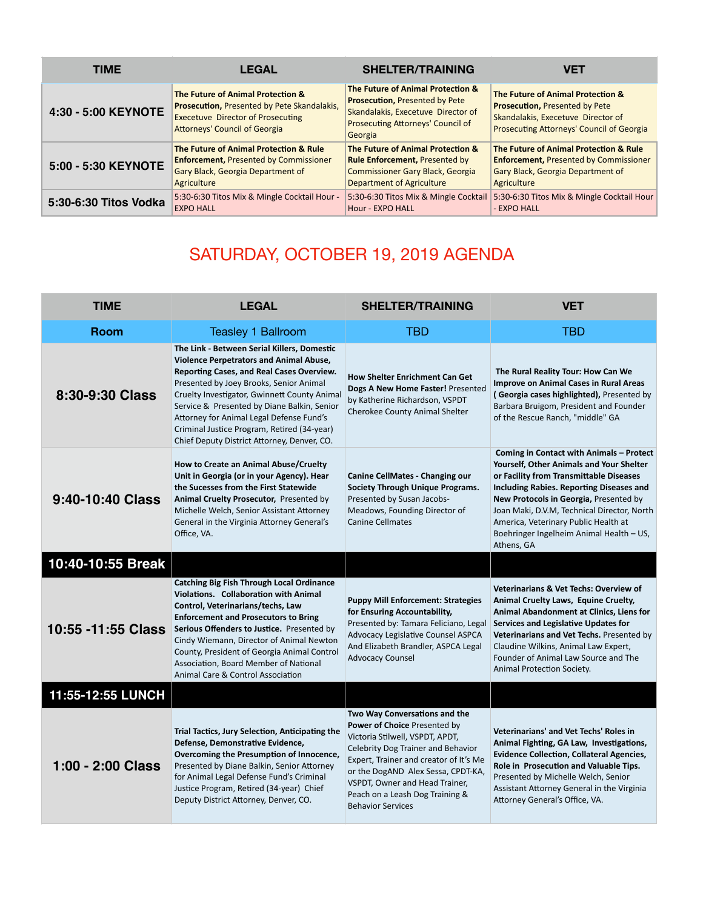| TIME | LEGAL | SHELTER/TRAINING | VET |
|---|---|---|---|
| 4:30 - 5:00 KEYNOTE | **The Future of Animal Protection & Prosecution,** Presented by Pete Skandalakis, Execetuve Director of Prosecuting Attorneys' Council of Georgia | **The Future of Animal Protection & Prosecution,** Presented by Pete Skandalakis, Execetuve Director of Prosecuting Attorneys' Council of Georgia | **The Future of Animal Protection & Prosecution,** Presented by Pete Skandalakis, Execetuve Director of Prosecuting Attorneys' Council of Georgia |
| 5:00 - 5:30 KEYNOTE | **The Future of Animal Protection & Rule Enforcement,** Presented by Commissioner Gary Black, Georgia Department of Agriculture | **The Future of Animal Protection & Rule Enforcement,** Presented by Commissioner Gary Black, Georgia Department of Agriculture | **The Future of Animal Protection & Rule Enforcement,** Presented by Commissioner Gary Black, Georgia Department of Agriculture |
| 5:30-6:30 Titos Vodka | 5:30-6:30 Titos Mix & Mingle Cocktail Hour - EXPO HALL | 5:30-6:30 Titos Mix & Mingle Cocktail Hour - EXPO HALL | 5:30-6:30 Titos Mix & Mingle Cocktail Hour - EXPO HALL |

## SATURDAY, OCTOBER 19, 2019 AGENDA

| TIME | LEGAL | SHELTER/TRAINING | VET |
|---|---|---|---|
| Room | Teasley 1 Ballroom | TBD | TBD |
| 8:30-9:30 Class | **The Link - Between Serial Killers, Domestic Violence Perpetrators and Animal Abuse, Reporting Cases, and Real Cases Overview.** Presented by Joey Brooks, Senior Animal Cruelty Investigator, Gwinnett County Animal Service & Presented by Diane Balkin, Senior Attorney for Animal Legal Defense Fund's Criminal Justice Program, Retired (34-year) Chief Deputy District Attorney, Denver, CO. | **How Shelter Enrichment Can Get Dogs A New Home Faster!** Presented by Katherine Richardson, VSPDT Cherokee County Animal Shelter | **The Rural Reality Tour: How Can We Improve on Animal Cases in Rural Areas ( Georgia cases highlighted),** Presented by Barbara Bruigom, President and Founder of the Rescue Ranch, "middle" GA |
| 9:40-10:40 Class | **How to Create an Animal Abuse/Cruelty Unit in Georgia (or in your Agency). Hear the Successes from the First Statewide Animal Cruelty Prosecutor,** Presented by Michelle Welch, Senior Assistant Attorney General in the Virginia Attorney General's Office, VA. | **Canine CellMates - Changing our Society Through Unique Programs.** Presented by Susan Jacobs-Meadows, Founding Director of Canine Cellmates | **Coming in Contact with Animals – Protect Yourself, Other Animals and Your Shelter or Facility from Transmittable Diseases Including Rabies. Reporting Diseases and New Protocols in Georgia,** Presented by Joan Maki, D.V.M, Technical Director, North America, Veterinary Public Health at Boehringer Ingelheim Animal Health – US, Athens, GA |
| 10:40-10:55 Break | | | |
| 10:55 -11:55 Class | **Catching Big Fish Through Local Ordinance Violations. Collaboration with Animal Control, Veterinarians/techs, Law Enforcement and Prosecutors to Bring Serious Offenders to Justice.** Presented by Cindy Wiemann, Director of Animal Newton County, President of Georgia Animal Control Association, Board Member of National Animal Care & Control Association | **Puppy Mill Enforcement: Strategies for Ensuring Accountability,** Presented by: Tamara Feliciano, Legal Advocacy Legislative Counsel ASPCA And Elizabeth Brandler, ASPCA Legal Advocacy Counsel | **Veterinarians & Vet Techs: Overview of Animal Cruelty Laws, Equine Cruelty, Animal Abandonment at Clinics, Liens for Services and Legislative Updates for Veterinarians and Vet Techs.** Presented by Claudine Wilkins, Animal Law Expert, Founder of Animal Law Source and The Animal Protection Society. |
| 11:55-12:55 LUNCH | | | |
| 1:00 - 2:00 Class | **Trial Tactics, Jury Selection, Anticipating the Defense, Demonstrative Evidence, Overcoming the Presumption of Innocence,** Presented by Diane Balkin, Senior Attorney for Animal Legal Defense Fund's Criminal Justice Program, Retired (34-year) Chief Deputy District Attorney, Denver, CO. | **Two Way Conversations and the Power of Choice** Presented by Victoria Stilwell, VSPDT, APDT, Celebrity Dog Trainer and Behavior Expert, Trainer and creator of It's Me or the DogAND Alex Sessa, CPDT-KA, VSPDT, Owner and Head Trainer, Peach on a Leash Dog Training & Behavior Services | **Veterinarians' and Vet Techs' Roles in Animal Fighting, GA Law, Investigations, Evidence Collection, Collateral Agencies, Role in Prosecution and Valuable Tips.** Presented by Michelle Welch, Senior Assistant Attorney General in the Virginia Attorney General's Office, VA. |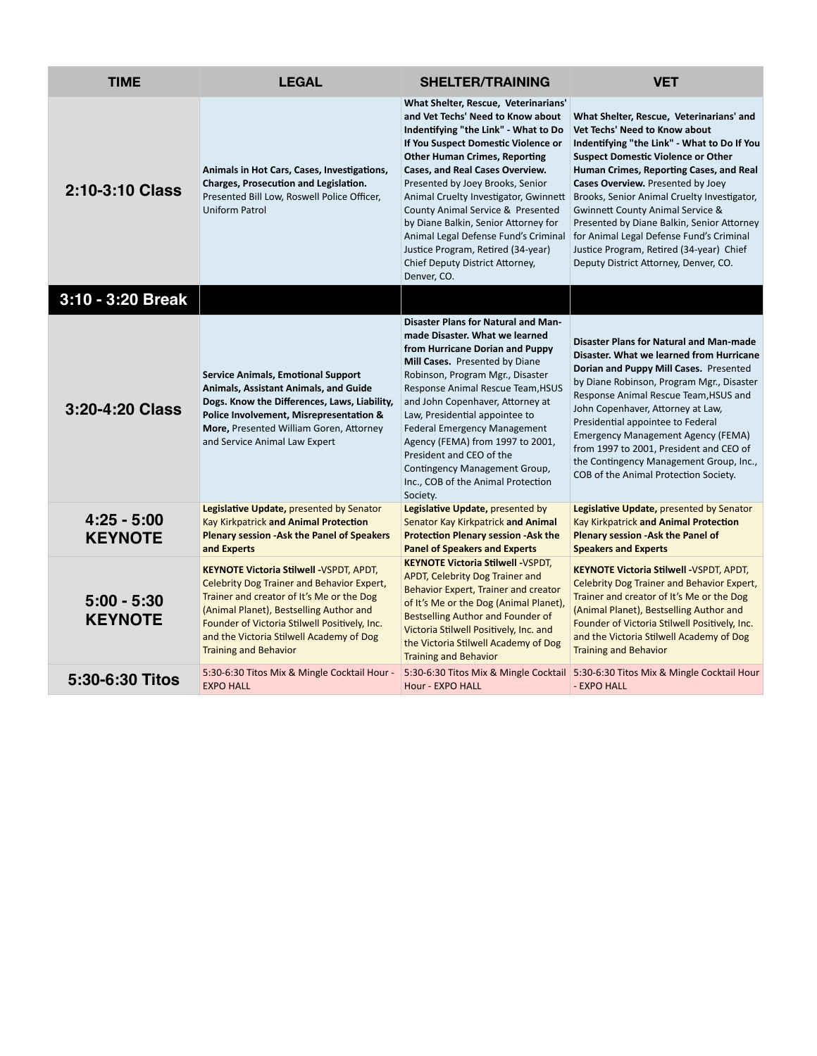| TIME | LEGAL | SHELTER/TRAINING | VET |
| --- | --- | --- | --- |
| **2:10-3:10 Class** | **Animals in Hot Cars, Cases, Investigations, Charges, Prosecution and Legislation.** Presented Bill Low, Roswell Police Officer, Uniform Patrol | **What Shelter, Rescue, Veterinarians' and Vet Techs' Need to Know about Indentifying "the Link" - What to Do If You Suspect Domestic Violence or Other Human Crimes, Reporting Cases, and Real Cases Overview.** Presented by Joey Brooks, Senior Animal Cruelty Investigator, Gwinnett County Animal Service & Presented by Diane Balkin, Senior Attorney for Animal Legal Defense Fund's Criminal Justice Program, Retired (34-year) Chief Deputy District Attorney, Denver, CO. | **What Shelter, Rescue, Veterinarians' and Vet Techs' Need to Know about Indentifying "the Link" - What to Do If You Suspect Domestic Violence or Other Human Crimes, Reporting Cases, and Real Cases Overview.** Presented by Joey Brooks, Senior Animal Cruelty Investigator, Gwinnett County Animal Service & Presented by Diane Balkin, Senior Attorney for Animal Legal Defense Fund's Criminal Justice Program, Retired (34-year) Chief Deputy District Attorney, Denver, CO. |
| **3:10 - 3:20 Break** | | | |
| **3:20-4:20 Class** | **Service Animals, Emotional Support Animals, Assistant Animals, and Guide Dogs. Know the Differences, Laws, Liability, Police Involvement, Misrepresentation & More,** Presented William Goren, Attorney and Service Animal Law Expert | **Disaster Plans for Natural and Man-made Disaster. What we learned from Hurricane Dorian and Puppy Mill Cases.** Presented by Diane Robinson, Program Mgr., Disaster Response Animal Rescue Team,HSUS and John Copenhaver, Attorney at Law, Presidential appointee to Federal Emergency Management Agency (FEMA) from 1997 to 2001, President and CEO of the Contingency Management Group, Inc., COB of the Animal Protection Society. | **Disaster Plans for Natural and Man-made Disaster. What we learned from Hurricane Dorian and Puppy Mill Cases.** Presented by Diane Robinson, Program Mgr., Disaster Response Animal Rescue Team,HSUS and John Copenhaver, Attorney at Law, Presidential appointee to Federal Emergency Management Agency (FEMA) from 1997 to 2001, President and CEO of the Contingency Management Group, Inc., COB of the Animal Protection Society. |
| **4:25 - 5:00 KEYNOTE** | **Legislative Update,** presented by Senator Kay Kirkpatrick **and Animal Protection Plenary session -Ask the Panel of Speakers and Experts** | **Legislative Update,** presented by Senator Kay Kirkpatrick **and Animal Protection Plenary session -Ask the Panel of Speakers and Experts** | **Legislative Update,** presented by Senator Kay Kirkpatrick **and Animal Protection Plenary session -Ask the Panel of Speakers and Experts** |
| **5:00 - 5:30 KEYNOTE** | **KEYNOTE Victoria Stilwell -**VSPDT, APDT, Celebrity Dog Trainer and Behavior Expert, Trainer and creator of It's Me or the Dog (Animal Planet), Bestselling Author and Founder of Victoria Stilwell Positively, Inc. and the Victoria Stilwell Academy of Dog Training and Behavior | **KEYNOTE Victoria Stilwell -**VSPDT, APDT, Celebrity Dog Trainer and Behavior Expert, Trainer and creator of It's Me or the Dog (Animal Planet), Bestselling Author and Founder of Victoria Stilwell Positively, Inc. and the Victoria Stilwell Academy of Dog Training and Behavior | **KEYNOTE Victoria Stilwell -**VSPDT, APDT, Celebrity Dog Trainer and Behavior Expert, Trainer and creator of It's Me or the Dog (Animal Planet), Bestselling Author and Founder of Victoria Stilwell Positively, Inc. and the Victoria Stilwell Academy of Dog Training and Behavior |
| **5:30-6:30 Titos** | 5:30-6:30 Titos Mix & Mingle Cocktail Hour - EXPO HALL | 5:30-6:30 Titos Mix & Mingle Cocktail Hour - EXPO HALL | 5:30-6:30 Titos Mix & Mingle Cocktail Hour - EXPO HALL |